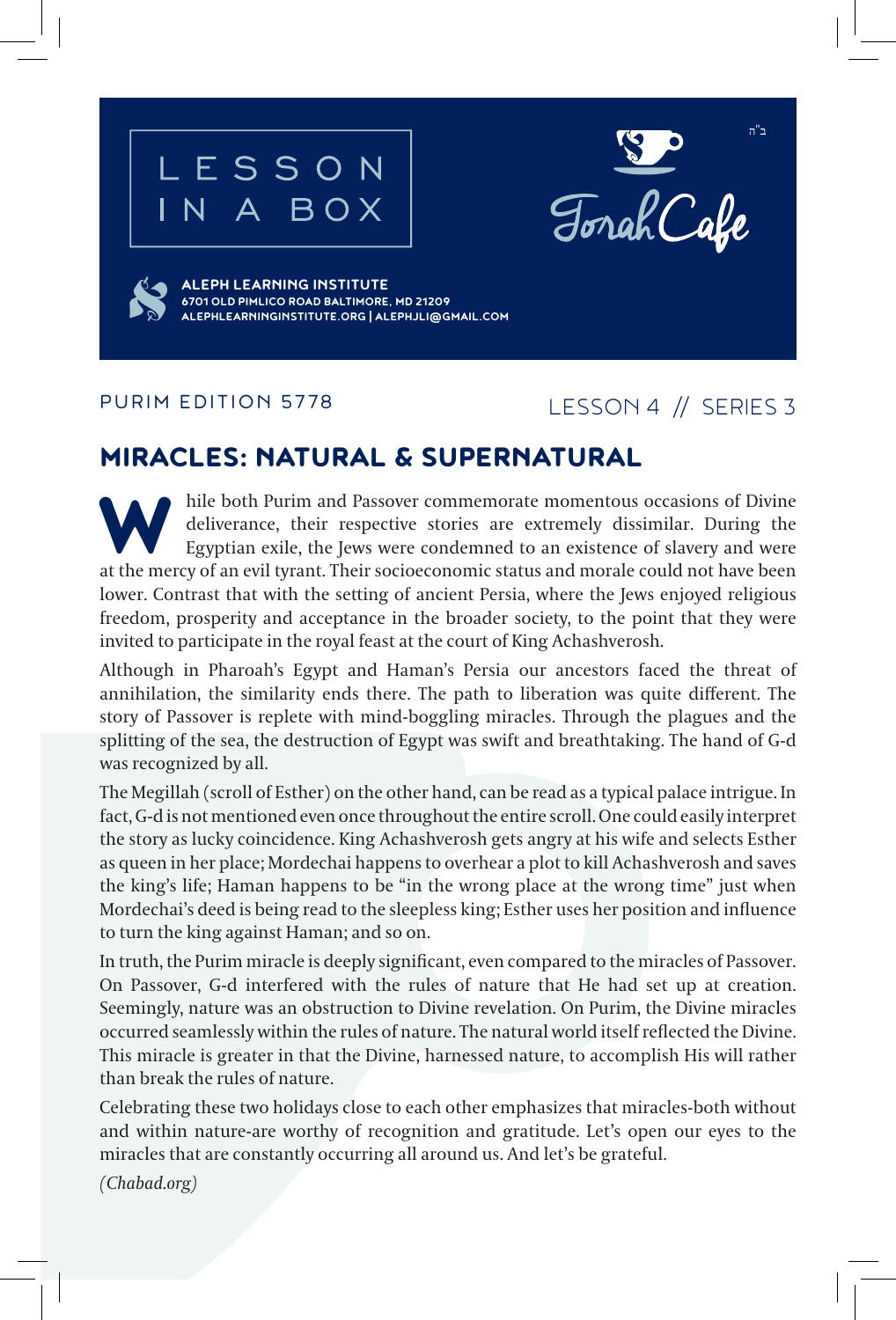# LESSON IN A BOX

ב"ה

Torah Cafe

**ALEPH LEARNING INSTITUTE**
**6701 OLD PIMLICO ROAD BALTIMORE, MD 21209**
**ALEPHLEARNINGINSTITUTE.ORG | ALEPHJLI@GMAIL.COM**

PURIM EDITION 5778

LESSON 4 // SERIES 3

## MIRACLES: NATURAL & SUPERNATURAL

While both Purim and Passover commemorate momentous occasions of Divine deliverance, their respective stories are extremely dissimilar. During the Egyptian exile, the Jews were condemned to an existence of slavery and were at the mercy of an evil tyrant. Their socioeconomic status and morale could not have been lower. Contrast that with the setting of ancient Persia, where the Jews enjoyed religious freedom, prosperity and acceptance in the broader society, to the point that they were invited to participate in the royal feast at the court of King Achashverosh.

Although in Pharoah's Egypt and Haman's Persia our ancestors faced the threat of annihilation, the similarity ends there. The path to liberation was quite different. The story of Passover is replete with mind-boggling miracles. Through the plagues and the splitting of the sea, the destruction of Egypt was swift and breathtaking. The hand of G-d was recognized by all.

The Megillah (scroll of Esther) on the other hand, can be read as a typical palace intrigue. In fact, G-d is not mentioned even once throughout the entire scroll. One could easily interpret the story as lucky coincidence. King Achashverosh gets angry at his wife and selects Esther as queen in her place; Mordechai happens to overhear a plot to kill Achashverosh and saves the king's life; Haman happens to be "in the wrong place at the wrong time" just when Mordechai's deed is being read to the sleepless king; Esther uses her position and influence to turn the king against Haman; and so on.

In truth, the Purim miracle is deeply significant, even compared to the miracles of Passover. On Passover, G-d interfered with the rules of nature that He had set up at creation. Seemingly, nature was an obstruction to Divine revelation. On Purim, the Divine miracles occurred seamlessly within the rules of nature. The natural world itself reflected the Divine. This miracle is greater in that the Divine, harnessed nature, to accomplish His will rather than break the rules of nature.

Celebrating these two holidays close to each other emphasizes that miracles-both without and within nature-are worthy of recognition and gratitude. Let's open our eyes to the miracles that are constantly occurring all around us. And let's be grateful.

*(Chabad.org)*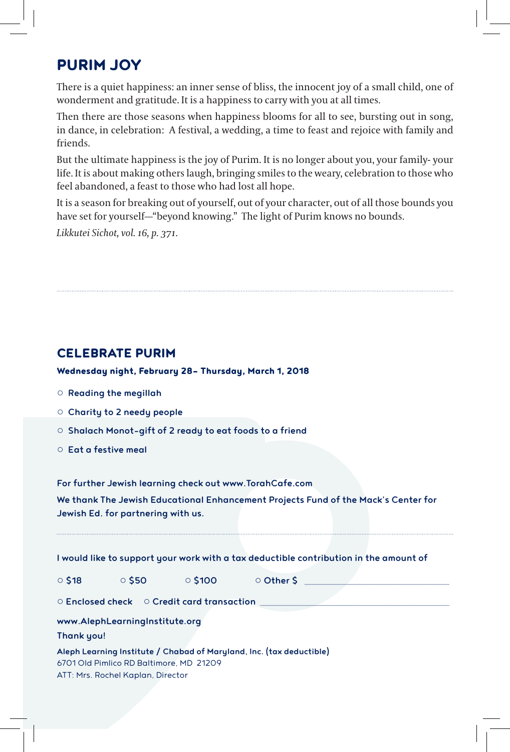## PURIM JOY

There is a quiet happiness: an inner sense of bliss, the innocent joy of a small child, one of wonderment and gratitude. It is a happiness to carry with you at all times.

Then there are those seasons when happiness blooms for all to see, bursting out in song, in dance, in celebration: A festival, a wedding, a time to feast and rejoice with family and friends.

But the ultimate happiness is the joy of Purim. It is no longer about you, your family- your life. It is about making others laugh, bringing smiles to the weary, celebration to those who feel abandoned, a feast to those who had lost all hope.

It is a season for breaking out of yourself, out of your character, out of all those bounds you have set for yourself—"beyond knowing." The light of Purim knows no bounds.

*Likkutei Sichot, vol. 16, p. 371.*

---

## CELEBRATE PURIM

**Wednesday night, February 28– Thursday, March 1, 2018**

- ○ Reading the megillah
- ○ Charity to 2 needy people
- ○ Shalach Monot-gift of 2 ready to eat foods to a friend
- ○ Eat a festive meal

For further Jewish learning check out www.TorahCafe.com

We thank The Jewish Educational Enhancement Projects Fund of the Mack's Center for Jewish Ed. for partnering with us.

---

I would like to support your work with a tax deductible contribution in the amount of

○ $18 ○ $50 ○ $100 ○ Other $ ____________________

○ Enclosed check ○ Credit card transaction ____________________

www.AlephLearningInstitute.org

Thank you!

**Aleph Learning Institute / Chabad of Maryland, Inc. (tax deductible)**
6701 Old Pimlico RD Baltimore, MD 21209
ATT: Mrs. Rochel Kaplan, Director